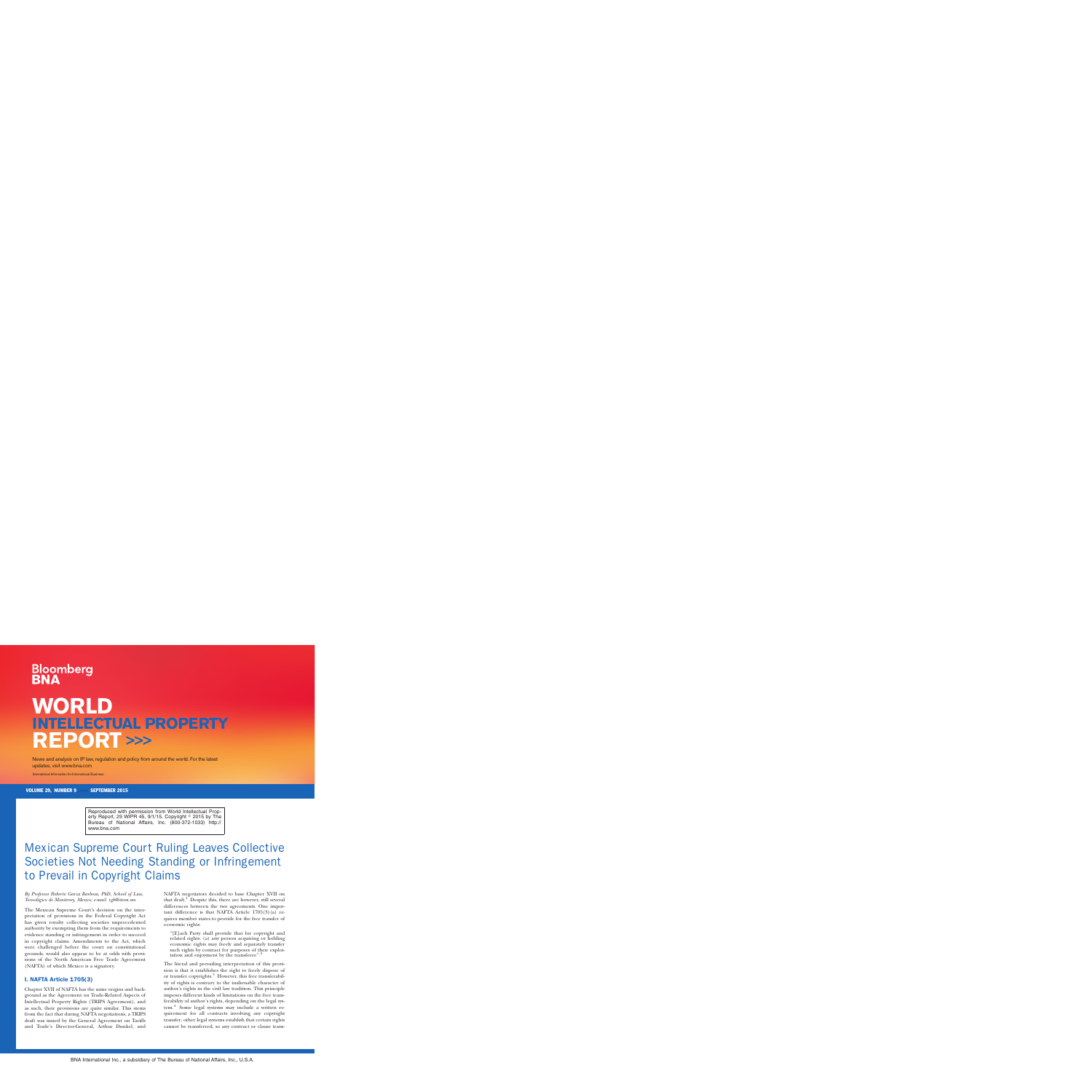# WORLD INTELLECTUAL PROPERTY REPORT

News and analysis on IP law, regulation and policy from around the world. For the latest updates, visit www.bna.com

International Information for International Business

VOLUME 29, NUMBER 9 SEPTEMBER 2015

Reproduced with permission from World Intellectual Property Report, 29 WIPR 45, 9/1/15. Copyright © 2015 by The Bureau of National Affairs, Inc. (800-372-1033) http://www.bna.com

## Mexican Supreme Court Ruling Leaves Collective Societies Not Needing Standing or Infringement to Prevail in Copyright Claims

*By Professor Roberto Garza Barbosa, PhD, School of Law, Tecnológico de Monterrey, Mexico; e-mail: rgb@itesm.mx*

The Mexican Supreme Court's decision on the interpretation of provisions in the Federal Copyright Act has given royalty collecting societies unprecedented authority by exempting them from the requirements to evidence standing or infringement in order to succeed in copyright claims. Amendments to the Act, which were challenged before the court on constitutional grounds, would also appear to be at odds with provisions of the North American Free Trade Agreement (NAFTA) of which Mexico is a signatory.

### I. NAFTA Article 1705(3)

Chapter XVII of NAFTA has the same origins and background as the Agreement on Trade-Related Aspects of Intellectual Property Rights (TRIPS Agreement), and as such, their provisions are quite similar. This stems from the fact that during NAFTA negotiations, a TRIPS draft was issued by the General Agreement on Tariffs and Trade's Director-General, Arthur Dunkel, and NAFTA negotiators decided to base Chapter XVII on that draft.[1] Despite this, there are however, still several differences between the two agreements. One important difference is that NAFTA Article 1705(3)(a) requires member states to provide for the free transfer of economic rights:

> "[E]ach Party shall provide that for copyright and related rights: (a) any person acquiring or holding economic rights may freely and separately transfer such rights by contract for purposes of their exploitation and enjoyment by the transferee".[2]

The literal and prevailing interpretation of this provision is that it establishes the right to freely dispose of or transfer copyrights.[3] However, this free transferability of rights is contrary to the inalienable character of author's rights in the civil law tradition. This principle imposes different kinds of limitations on the free transferability of author's rights, depending on the legal system.[4] Some legal systems may include a written requirement for all contracts involving any copyright transfer; other legal systems establish that certain rights cannot be transferred, so any contract or clause trans-

BNA International Inc., a subsidiary of The Bureau of National Affairs, Inc., U.S.A.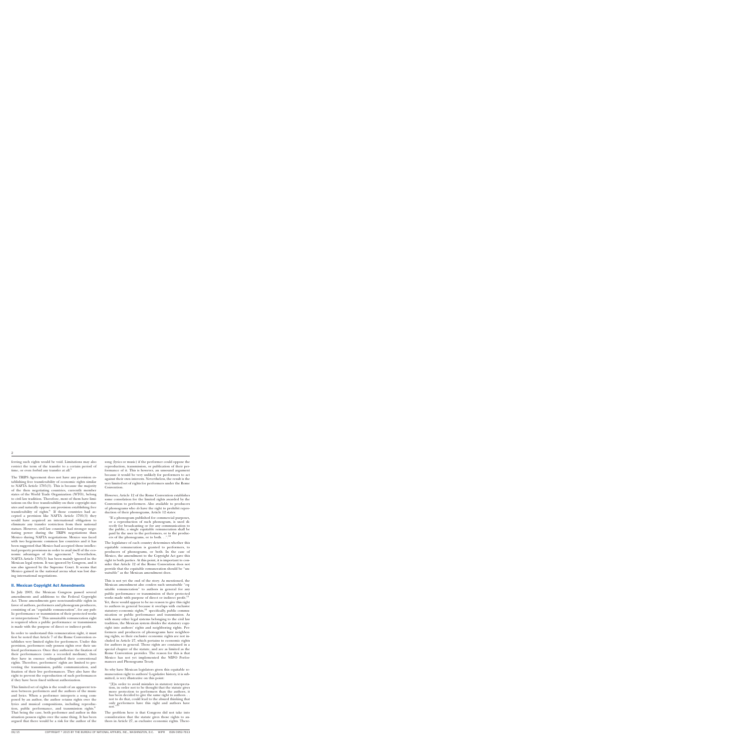ferring such rights would be void. Limitations may also restrict the term of the transfer to a certain period of time, or even forbid any transfer at all.[5]

The TRIPS Agreement does not have any provision establishing free transferability of economic rights similar to NAFTA Article 1705(3). This is because the majority of the then negotiating countries, currently member states of the World Trade Organization (WTO), belong to civil law tradition. Therefore, most of them have limitations on the free transferability on their copyright statutes and naturally oppose any provision establishing free transferability of rights.[6] If those countries had accepted a provision like NAFTA Article 1705(3) they would have acquired an international obligation to eliminate any transfer restriction from their national statues. However, civil law countries had stronger negotiating power during the TRIPS negotiations than Mexico during NAFTA negotiations. Mexico was faced with two hegemonic common law countries and it has been suggested that Mexico had accepted those intellectual property provisions in order to avail itself of the economic advantages of the agreement.[7] Nevertheless, NAFTA Article 1705(3) has been mainly ignored in the Mexican legal system. It was ignored by Congress, and it was also ignored by the Supreme Court. It seems that Mexico gained in the national arena what was lost during international negotiations.

## II. Mexican Copyright Act Amendments

In July 2003, the Mexican Congress passed several amendments and additions to the Federal Copyright Act. Those amendments gave non-transferable rights in favor of authors, performers and phonogram producers, consisting of an "equitable remuneration", for any public performance or transmission of their protected works or interpretations.[8] This unwaivable remuneration right is required when a public performance or transmission is made with the purpose of direct or indirect profit.

In order to understand this remuneration right, it must first be noted that Article 7 of the Rome Convention establishes very limited rights for performers. Under this provision, performers only possess rights over their unfixed performances. Once they authorize the fixation of their performances (onto a recorded medium), then they have in essence relinquished their conventional rights. Therefore, performers' rights are limited to preventing the transmission, public communication, and fixation of their live performances. They also have the right to prevent the reproduction of such performances if they have been fixed without authorization.

This limited set of rights is the result of an apparent tension between performers and the authors of the music and lyrics. When a performer interprets a song composed by an author, the author retains rights over the lyrics and musical compositions, including reproduction, public performance, and transmission rights.[9] That being the case, both performer and author in this situation possess rights over the same thing. It has been argued that there would be a risk for the author of the song (lyrics or music) if the performer could oppose the reproduction, transmission, or publication of their performance of it. This is however, an unsound argument because it would be very unlikely for performers to act against their own interests. Nevertheless, the result is the very limited set of rights for performers under the Rome Convention.

However, Article 12 of the Rome Convention establishes some consolation for the limited rights awarded by the Convention to performers. Also available to producers of phonograms who *do* have the right to prohibit reproduction of their phonograms, Article 12 states:

> "If a phonogram published for commercial purposes, or a reproduction of such phonogram, is used directly for broadcasting or for any communication to the public, a single equitable remuneration shall be paid by the user to the performers, or to the producers of the phonograms, or to both. . ."[10]

The legislature of each country determines whether this equitable remuneration is granted to performers, to producers of phonograms, or both. In the case of Mexico, the amendment to the Copyright Act gave this right to both parties. At this point, it is important to consider that Article 12 of the Rome Convention does not provide that the equitable remuneration should be "unwaivable" as the Mexican amendment does.

This is not yet the end of the story. As mentioned, the Mexican amendment also confers such unwaivable "equitable remuneration" to authors in general for any public performance or transmission of their protected works made with purpose of direct or indirect profit.[11] Yet, there would appear to be no reason to give this right to authors in general because it overlaps with exclusive statutory economic rights,[12] specifically, public communication or public performance and transmission. As with many other legal systems belonging to the civil law tradition, the Mexican system divides the statutory copyright into authors' rights and neighboring rights. Performers and producers of phonograms have neighboring rights, so their exclusive economic rights are not included in Article 27, which pertains to economic rights for authors in general. Those rights are contained in a special chapter of the statute, and are as limited as the Rome Convention provides. The reason for this is that Mexico has not yet implemented the WIPO Performances and Phonograms Treaty.

So why have Mexican legislators given this equitable remuneration right to authors? Legislative history, it is submitted, is very illustrative on this point:

> "[I]n order to avoid mistakes in statutory interpretation, in order not to be thought that the statute gives more protection to performers than the authors, it has been decided to give the same right to authors. . . not to do that, could lead to the absurd thinking that only performers have this right and authors have not."[13]

The problem here is that Congress did not take into consideration that the statute gives those rights to authors in Article 27, as exclusive economic rights. There-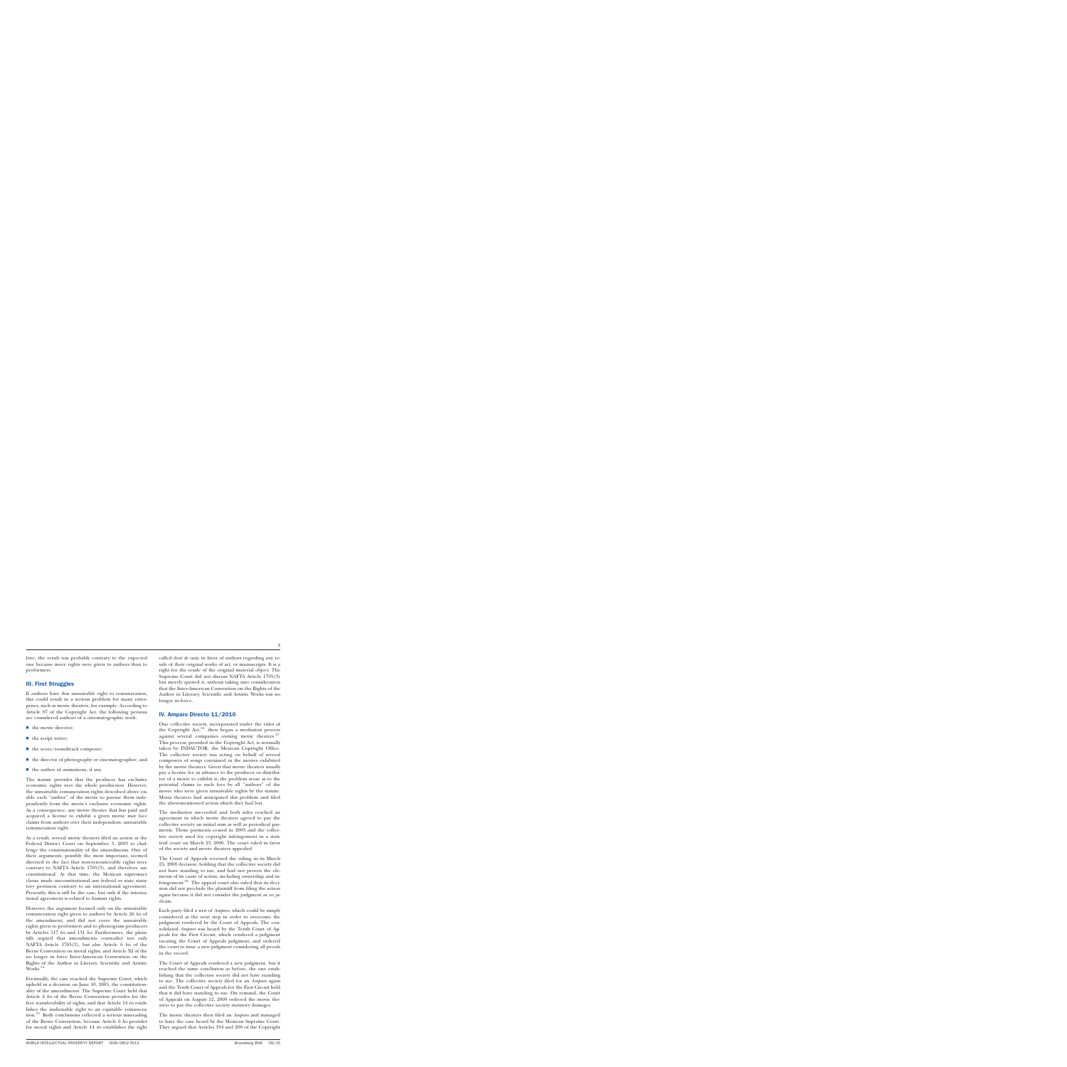fore, the result was probably contrary to the expected one because more rights were given to authors than to performers.

## III. First Struggles

If authors have this unwaivable right to remuneration, this could result in a serious problem for many enterprises, such as movie theaters, for example. According to Article 97 of the Copyright Act, the following persons are considered authors of a cinematographic work:

- the movie director;
- the script writer;
- the score/soundtrack composer;
- the director of photography or cinematographer; and
- the author of animations, if any.

The statute provides that the producer has exclusive economic rights over the whole production. However, the unwaivable remuneration rights described above enable each "author" of the movie to pursue them independently from the movie's exclusive economic rights. As a consequence, any movie theater that has paid and acquired a license to exhibit a given movie may face claims from authors over their independent, unwaivable remuneration right.

As a result, several movie theaters filed an action at the Federal District Court on September 5, 2003 to challenge the constitutionality of the amendments. One of their arguments, possibly the most important, seemed directed to the fact that non-renounceable rights were contrary to NAFTA Article 1705(3), and therefore unconstitutional. At that time, the Mexican supremacy clause made unconstitutional any federal or state statutory provision contrary to an international agreement. Presently, this is still be the case, but only if the international agreement is related to human rights.

However, the argument focused only on the unwaivable remuneration right given to authors by Article 26 *bis* of the amendment, and did not cover the unwaivable rights given to performers and to phonogram producers by Articles 117 *bis* and 131 *bis*. Furthermore, the plaintiffs argued that amendments contradict not only NAFTA Article 1705(3), but also Article 6 *bis* of the Berne Convention on moral rights, and Article XI of the no longer in force Inter-American Convention on the Rights of the Author in Literary, Scientific and Artistic Works.[14]

Eventually, the case reached the Supreme Court, which upheld in a decision on June 10, 2005, the constitutionality of the amendments. The Supreme Court held that Article 6 *bis* of the Berne Convention provides for the free transferability of rights, and that Article 14 *ter* establishes the inalienable right to an equitable remuneration.[15] Both conclusions reflected a serious misreading of the Berne Convention, because Article 6 *bis* provides for moral rights and Article 14 *ter* establishes the right called *droit de suite*, in favor of authors regarding any resale of their original works of art, or manuscripts. It is a right for the resale of the original material object. The Supreme Court did not discuss NAFTA Article 1705(3) but merely quoted it, without taking into consideration that the Inter-American Convention on the Rights of the Author in Literary, Scientific and Artistic Works was no longer in force.

## IV. Amparo Directo 11/2010

One collective society, incorporated under the rules of the Copyright Act,[16] then began a mediation process against several companies owning movie theaters.[17] This process, provided in the Copyright Act, is normally taken by INDAUTOR, the Mexican Copyright Office. The collective society was acting on behalf of several composers of songs contained in the movies exhibited by the movie theaters. Given that movie theaters usually pay a license fee in advance to the producer or distributor of a movie to exhibit it, the problem arose as to the potential claims to such fees by all "authors" of the movie who were given unwaivable rights by the statute. Movie theaters had anticipated this problem and filed the abovementioned action which they had lost.

The mediation succeeded and both sides reached an agreement in which movie theaters agreed to pay the collective society an initial sum as well as periodical payments. Those payments ceased in 2005 and the collective society sued for copyright infringement in a state trial court on March 23, 2006. The court ruled in favor of the society and movie theaters appealed.

The Court of Appeals reversed the ruling in its March 25, 2008 decision, holding that the collective society did not have standing to sue, and had not proven the elements of its cause of action, including ownership and infringement.[18] The appeal court also ruled that its decision did not preclude the plaintiff from filing the action again because it did not consider the judgment as *res judicata*.

Each party filed a writ of *Amparo*, which could be simply considered as the next step in order to overcome the judgment rendered by the Court of Appeals. The consolidated *Amparo* was heard by the Tenth Court of Appeals for the First Circuit, which rendered a judgment vacating the Court of Appeals judgment, and ordered the court to issue a new judgment considering all proofs in the record.

The Court of Appeals rendered a new judgment, but it reached the same conclusion as before, the one establishing that the collective society did not have standing to sue. The collective society filed for an *Amparo* again and the Tenth Court of Appeals for the First Circuit held that it did have standing to sue. On remand, the Court of Appeals on August 12, 2009 ordered the movie theaters to pay the collective society statutory damages.

The movie theaters then filed an *Amparo* and managed to have the case heard by the Mexican Supreme Court. They argued that Articles 194 and 200 of the Copyright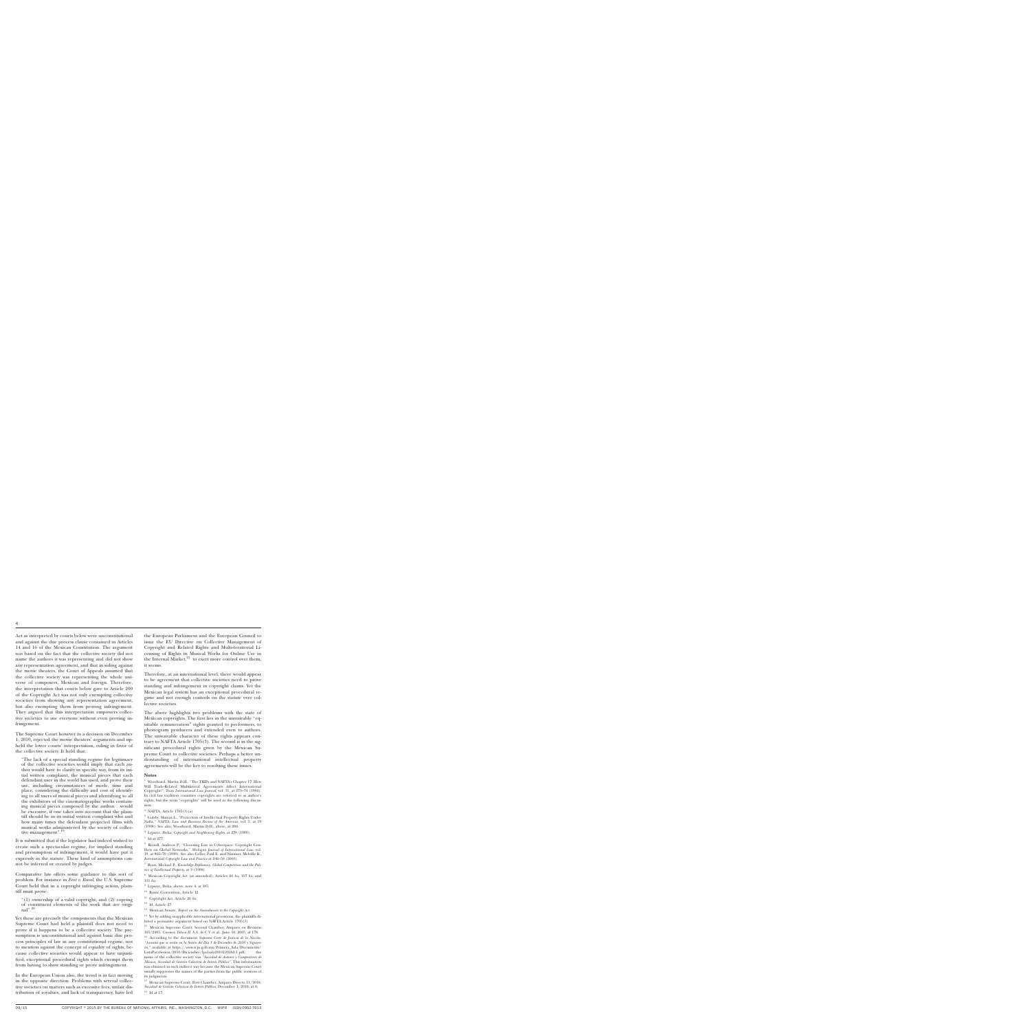Act as interpreted by courts below were unconstitutional and against the due process clause contained in Articles 14 and 16 of the Mexican Constitution. The argument was based on the fact that the collective society did not name the authors it was representing and did not show any representation agreement, and that in siding against the movie theaters, the Court of Appeals assumed that the collective society was representing the whole universe of composers, Mexican and foreign. Therefore, the interpretation that courts below gave to Article 200 of the Copyright Act was not only exempting collective societies from showing any representation agreement, but also exempting them from proving infringement. They argued that this interpretation empowers collective societies to sue everyone without even proving infringement.

The Supreme Court however in a decision on December 1, 2010, rejected the movie theaters' arguments and upheld the lower courts' interpretation, ruling in favor of the collective society. It held that:

> "The lack of a special standing regime for legitimacy of the collective societies would imply that each author would have to clarify in specific way, from its initial written complaint, the musical pieces that each defendant user in the world has used, and prove their use, including circumstances of mode, time and place, considering the difficulty and cost of identifying to all users of musical pieces and identifying to all the exhibitors of the cinematographic works containing musical pieces composed by the author. . .would be excessive, if one takes into account that the plaintiff should be in its initial written complaint who and how many times the defendant projected films with musical works administered by the society of collective management".[19]

It is submitted that if the legislator had indeed wished to create such a spectacular regime, for implied standing and presumption of infringement, it would have put it expressly in the statute. These kind of assumptions cannot be inferred or created by judges.

Comparative law offers some guidance to this sort of problem. For instance in *Feist v. Rural*, the U.S. Supreme Court held that in a copyright infringing action, plaintiff must prove:

> "(1) ownership of a valid copyright, and (2) copying of constituent elements of the work that are original".[20]

Yet these are precisely the components that the Mexican Supreme Court had held a plaintiff does not need to prove if it happens to be a collective society. The presumption is unconstitutional and against basic due process principles of law in any constitutional regime, not to mention against the concept of equality of rights, because collective societies would appear to have unjustified, exceptional procedural rights which exempt them from having to show standing or prove infringement.

In the European Union also, the trend is in fact moving in the opposite direction. Problems with several collective societies on matters such as excessive fees, unfair distribution of royalties, and lack of transparency, have led the European Parliament and the European Council to issue the EU Directive on Collective Management of Copyright and Related Rights and Multi-territorial Licensing of Rights in Musical Works for Online Use in the Internal Market,[21] to exert more control over them, it seems.

Therefore, at an international level, there would appear to be agreement that collective societies need to prove standing and infringement in copyright claims. Yet the Mexican legal system has an exceptional procedural regime and not enough controls on the statute over collective societies.

The above highlights two problems with the state of Mexican copyrights. The first lies in the unwaivable "equitable remuneration" rights granted to performers, to phonogram producers and extended even to authors. The unwaivable character of these rights appears contrary to NAFTA Article 1705(3). The second is in the significant procedural rights given by the Mexican Supreme Court to collective societies. Perhaps a better understanding of international intellectual property agreements will be the key to resolving these issues.

## Notes

[1] Woodward, Martin D.H., "The TRIPs and NAFTA's Chapter 17: How Will Trade-Related Multilateral Agreements Affect International Copyright?" *Texas International Law Journal*, vol. 31, at 273–74 (1996). In civil law tradition countries copyrights are referred to as author's rights, but the term "copyrights" will be used in the following discussion.

[2] NAFTA, Article 1705(3)(a).

[3] Cotiér, Sharyn L., "Protection of Intellectual Property Rights Under Nafta," *NAFTA: Law and Business Review of the Americas*, vol. 7, at 19 (1996). *See also*, Woodward, Martin D.H., above, at 280.

[4] Lypszyc, Delia, *Copyright and Neighboring Rights*, at 276 (1999).

[5] Id at 277.

[6] Reindl, Andreas P., "Choosing Law in Cyberspace: Copyright Conflicts on Global Networks," *Michigan Journal of International Law*, vol. 19, at 866–70 (1998). See also Geller, Paul E. and Nimmer, Melville B., *International Copyright Law and Practice* at 246–56 (2003).

[7] Ryan, Michael P., *Knowledge Diplomacy: Global Competition and the Politics of Intellectual Property*, at 5 (1998).

[8] Mexican Copyright Act (as amended), Articles 26 *bis*, 117 *bis*, and 131 *bis*.

[9] Lypszyc, Delia, above, note 4, at 385.

[10] Rome Convention, Article 12.

[11] Copyright Act, Article 26 *bis*.

[12] Id. Article 27.

[13] Mexican Senate, *Report on the Amendments to the Copyright Act*.

[14] Yet by adding inapplicable international provisions, the plaintiffs defeated a persuasive argument based on NAFTA Article 1705(3).

[15] Mexican Supreme Court, Second Chamber, Amparo en Revisión 105/2005, *Cinemex Toluca II, S.A. de C.V.* et al., June 10, 2005, at 178.

[16] According to the document *Suprema Corte de Justicia de la Nación*, "*Asuntos que se verán en la Sesión del Día 1 de Diciembre de 2010 y Siguientes*," available at https://www.scjn.gob.mx/Primera_Sala/Documents/ListaParaSesion/2010/Diciembre/1prSala20101201ld.1.pdf, the name of the collective society was "*Sociedad de Autores y Compositores de México, Sociedad de Gestión Colectiva de Interés Público*". This information was obtained in such indirect way because the Mexican Supreme Court usually suppresses the names of the parties from the public versions of its judgments.

[17] Mexican Supreme Court, First Chamber, Amparo Directo 11/2010, *Sociedad de Gestión Colectiva de Interés Público*, December 1, 2010, at 8.

[18] Id at 17.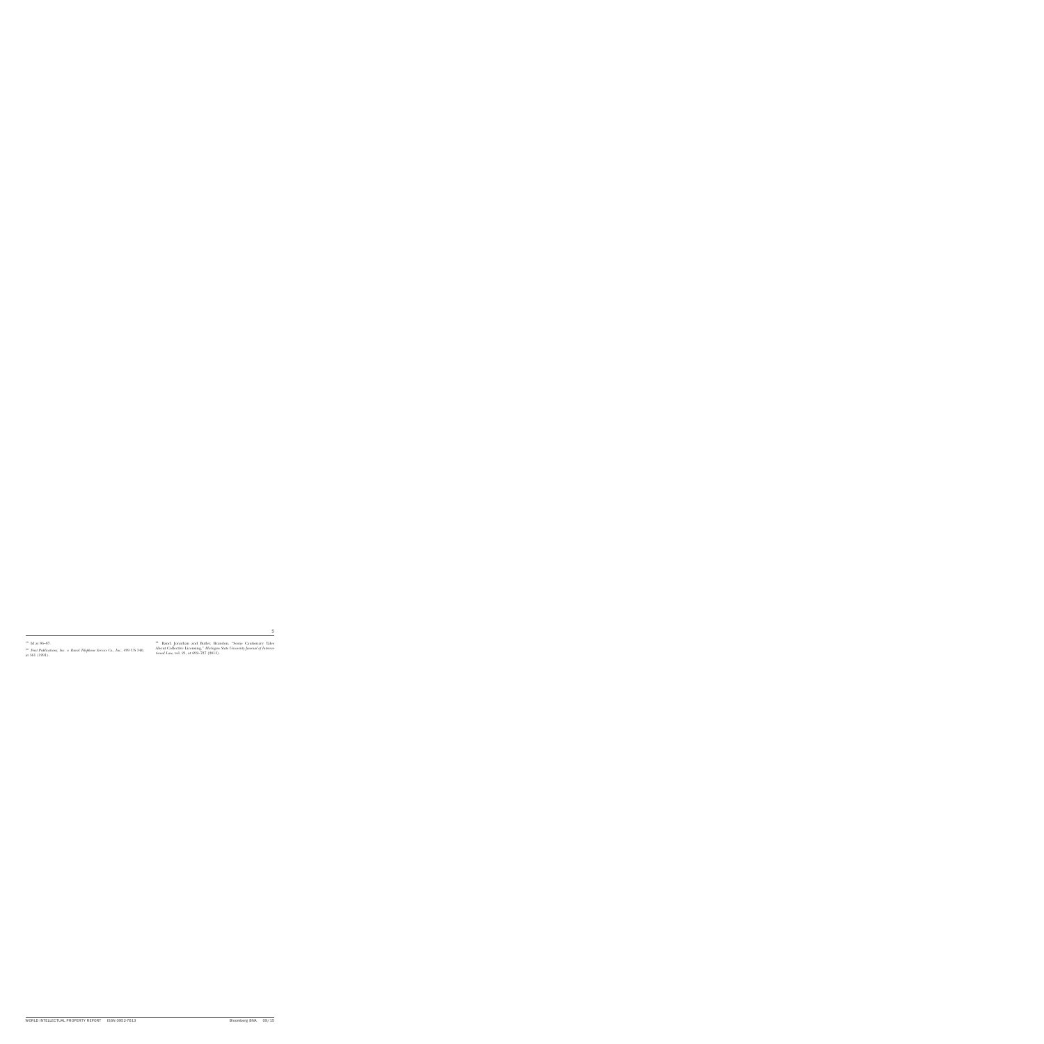[19] Id at 86–87.

[20] *Feist Publications, Inc. v. Rural Telephone Service Co., Inc.*, 499 US 340, at 361 (1991).

[21] Band, Jonathan and Butler, Brandon, "Some Cautionary Tales About Collective Licensing," *Michigan State University Journal of International Law*, vol. 21, at 692–727 (2013).